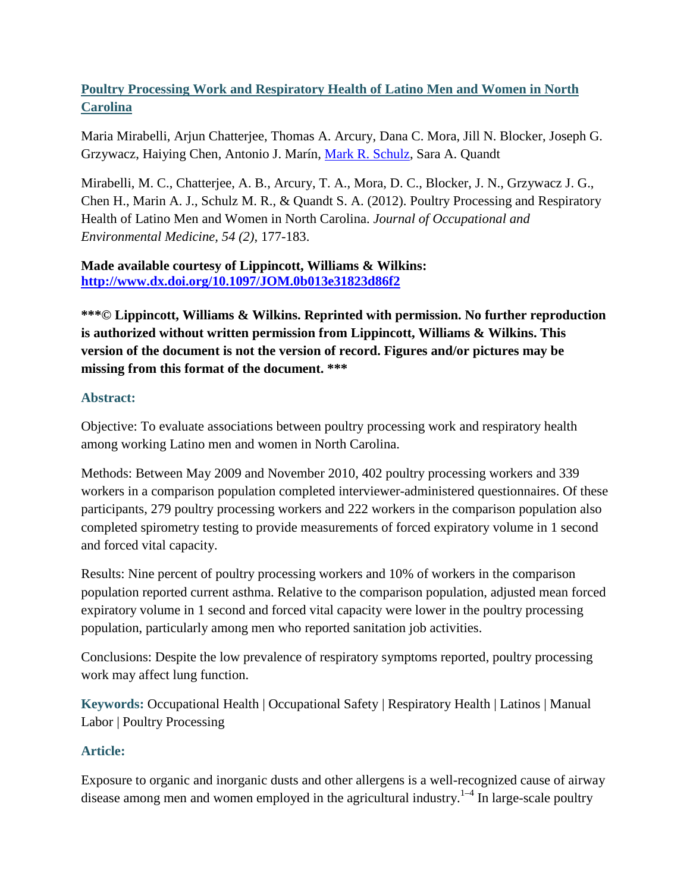## [Poultry Processing Work and Respiratory Health of Latino Men and Women in North Carolina](#)

Maria Mirabelli, Arjun Chatterjee, Thomas A. Arcury, Dana C. Mora, Jill N. Blocker, Joseph G. Grzywacz, Haiying Chen, Antonio J. Marín, [Mark R. Schulz](#), Sara A. Quandt

Mirabelli, M. C., Chatterjee, A. B., Arcury, T. A., Mora, D. C., Blocker, J. N., Grzywacz J. G., Chen H., Marin A. J., Schulz M. R., & Quandt S. A. (2012). Poultry Processing and Respiratory Health of Latino Men and Women in North Carolina. *Journal of Occupational and Environmental Medicine, 54 (2)*, 177-183.

**Made available courtesy of Lippincott, Williams & Wilkins:**
**[http://www.dx.doi.org/10.1097/JOM.0b013e31823d86f2](http://www.dx.doi.org/10.1097/JOM.0b013e31823d86f2)**

**\*\*\*© Lippincott, Williams & Wilkins. Reprinted with permission. No further reproduction is authorized without written permission from Lippincott, Williams & Wilkins. This version of the document is not the version of record. Figures and/or pictures may be missing from this format of the document. \*\*\***

### Abstract:

Objective: To evaluate associations between poultry processing work and respiratory health among working Latino men and women in North Carolina.

Methods: Between May 2009 and November 2010, 402 poultry processing workers and 339 workers in a comparison population completed interviewer-administered questionnaires. Of these participants, 279 poultry processing workers and 222 workers in the comparison population also completed spirometry testing to provide measurements of forced expiratory volume in 1 second and forced vital capacity.

Results: Nine percent of poultry processing workers and 10% of workers in the comparison population reported current asthma. Relative to the comparison population, adjusted mean forced expiratory volume in 1 second and forced vital capacity were lower in the poultry processing population, particularly among men who reported sanitation job activities.

Conclusions: Despite the low prevalence of respiratory symptoms reported, poultry processing work may affect lung function.

**Keywords:** Occupational Health | Occupational Safety | Respiratory Health | Latinos | Manual Labor | Poultry Processing

### Article:

Exposure to organic and inorganic dusts and other allergens is a well-recognized cause of airway disease among men and women employed in the agricultural industry.[1–4] In large-scale poultry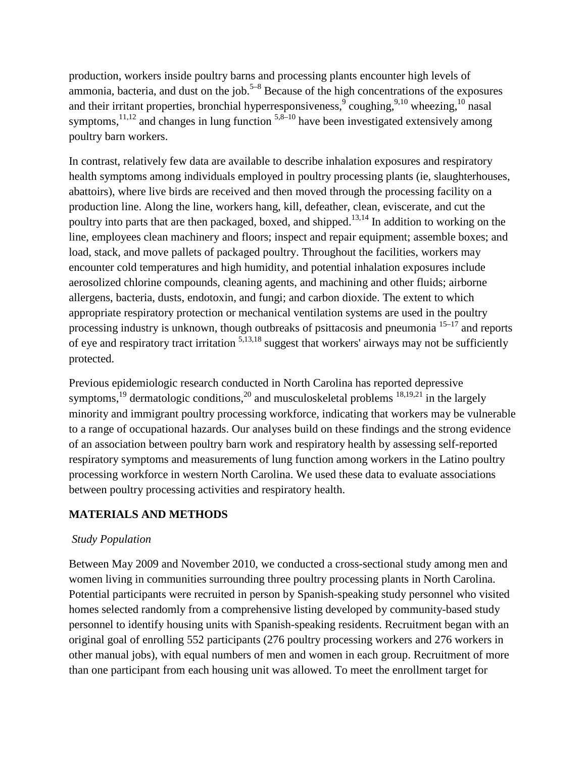production, workers inside poultry barns and processing plants encounter high levels of ammonia, bacteria, and dust on the job.[5–8] Because of the high concentrations of the exposures and their irritant properties, bronchial hyperresponsiveness,[9] coughing,[9,10] wheezing,[10] nasal symptoms,[11,12] and changes in lung function [5,8–10] have been investigated extensively among poultry barn workers.

In contrast, relatively few data are available to describe inhalation exposures and respiratory health symptoms among individuals employed in poultry processing plants (ie, slaughterhouses, abattoirs), where live birds are received and then moved through the processing facility on a production line. Along the line, workers hang, kill, defeather, clean, eviscerate, and cut the poultry into parts that are then packaged, boxed, and shipped.[13,14] In addition to working on the line, employees clean machinery and floors; inspect and repair equipment; assemble boxes; and load, stack, and move pallets of packaged poultry. Throughout the facilities, workers may encounter cold temperatures and high humidity, and potential inhalation exposures include aerosolized chlorine compounds, cleaning agents, and machining and other fluids; airborne allergens, bacteria, dusts, endotoxin, and fungi; and carbon dioxide. The extent to which appropriate respiratory protection or mechanical ventilation systems are used in the poultry processing industry is unknown, though outbreaks of psittacosis and pneumonia [15–17] and reports of eye and respiratory tract irritation [5,13,18] suggest that workers' airways may not be sufficiently protected.

Previous epidemiologic research conducted in North Carolina has reported depressive symptoms,[19] dermatologic conditions,[20] and musculoskeletal problems [18,19,21] in the largely minority and immigrant poultry processing workforce, indicating that workers may be vulnerable to a range of occupational hazards. Our analyses build on these findings and the strong evidence of an association between poultry barn work and respiratory health by assessing self-reported respiratory symptoms and measurements of lung function among workers in the Latino poultry processing workforce in western North Carolina. We used these data to evaluate associations between poultry processing activities and respiratory health.

## MATERIALS AND METHODS

### *Study Population*

Between May 2009 and November 2010, we conducted a cross-sectional study among men and women living in communities surrounding three poultry processing plants in North Carolina. Potential participants were recruited in person by Spanish-speaking study personnel who visited homes selected randomly from a comprehensive listing developed by community-based study personnel to identify housing units with Spanish-speaking residents. Recruitment began with an original goal of enrolling 552 participants (276 poultry processing workers and 276 workers in other manual jobs), with equal numbers of men and women in each group. Recruitment of more than one participant from each housing unit was allowed. To meet the enrollment target for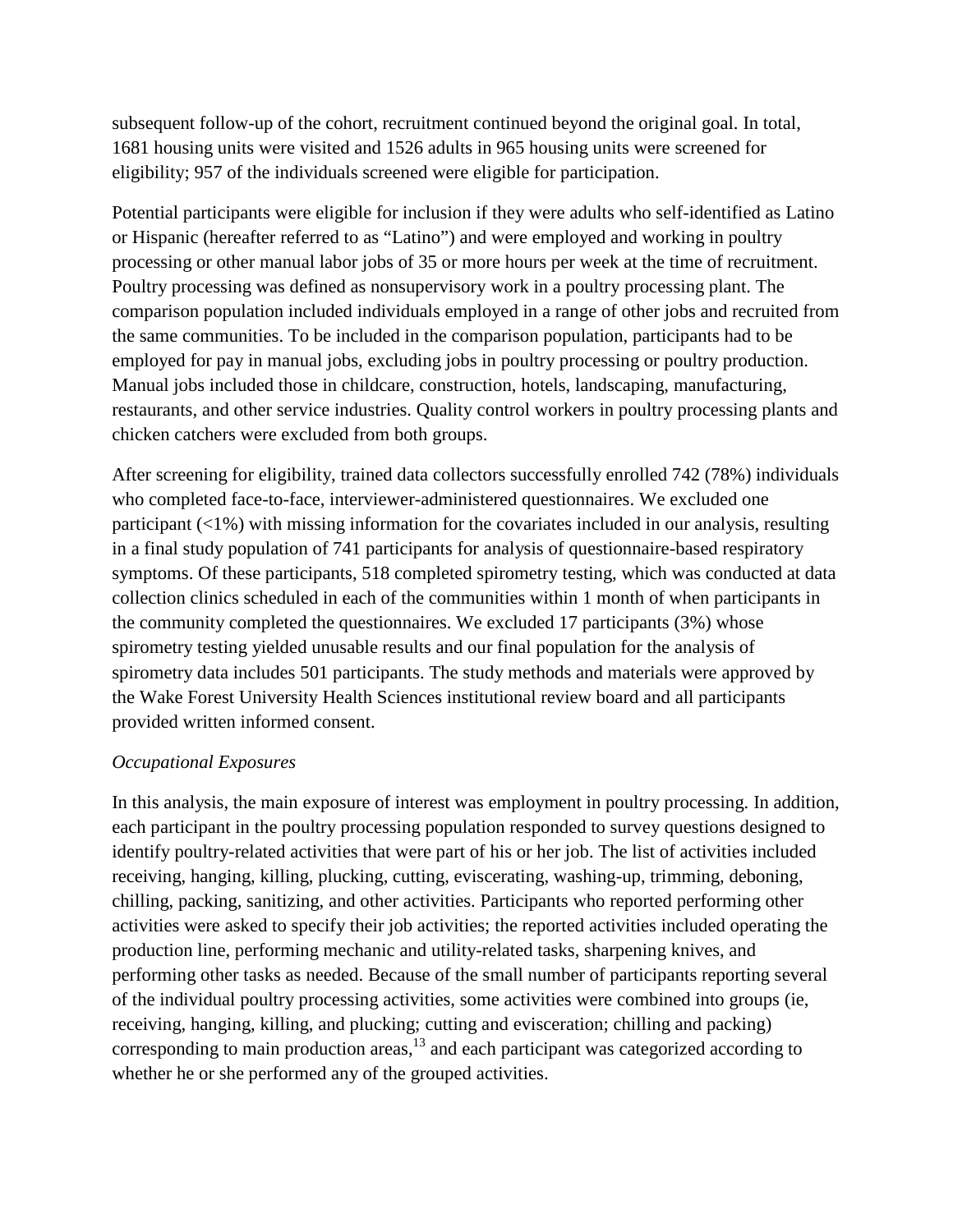subsequent follow-up of the cohort, recruitment continued beyond the original goal. In total, 1681 housing units were visited and 1526 adults in 965 housing units were screened for eligibility; 957 of the individuals screened were eligible for participation.

Potential participants were eligible for inclusion if they were adults who self-identified as Latino or Hispanic (hereafter referred to as "Latino") and were employed and working in poultry processing or other manual labor jobs of 35 or more hours per week at the time of recruitment. Poultry processing was defined as nonsupervisory work in a poultry processing plant. The comparison population included individuals employed in a range of other jobs and recruited from the same communities. To be included in the comparison population, participants had to be employed for pay in manual jobs, excluding jobs in poultry processing or poultry production. Manual jobs included those in childcare, construction, hotels, landscaping, manufacturing, restaurants, and other service industries. Quality control workers in poultry processing plants and chicken catchers were excluded from both groups.

After screening for eligibility, trained data collectors successfully enrolled 742 (78%) individuals who completed face-to-face, interviewer-administered questionnaires. We excluded one participant (<1%) with missing information for the covariates included in our analysis, resulting in a final study population of 741 participants for analysis of questionnaire-based respiratory symptoms. Of these participants, 518 completed spirometry testing, which was conducted at data collection clinics scheduled in each of the communities within 1 month of when participants in the community completed the questionnaires. We excluded 17 participants (3%) whose spirometry testing yielded unusable results and our final population for the analysis of spirometry data includes 501 participants. The study methods and materials were approved by the Wake Forest University Health Sciences institutional review board and all participants provided written informed consent.

*Occupational Exposures*

In this analysis, the main exposure of interest was employment in poultry processing. In addition, each participant in the poultry processing population responded to survey questions designed to identify poultry-related activities that were part of his or her job. The list of activities included receiving, hanging, killing, plucking, cutting, eviscerating, washing-up, trimming, deboning, chilling, packing, sanitizing, and other activities. Participants who reported performing other activities were asked to specify their job activities; the reported activities included operating the production line, performing mechanic and utility-related tasks, sharpening knives, and performing other tasks as needed. Because of the small number of participants reporting several of the individual poultry processing activities, some activities were combined into groups (ie, receiving, hanging, killing, and plucking; cutting and evisceration; chilling and packing) corresponding to main production areas,[13] and each participant was categorized according to whether he or she performed any of the grouped activities.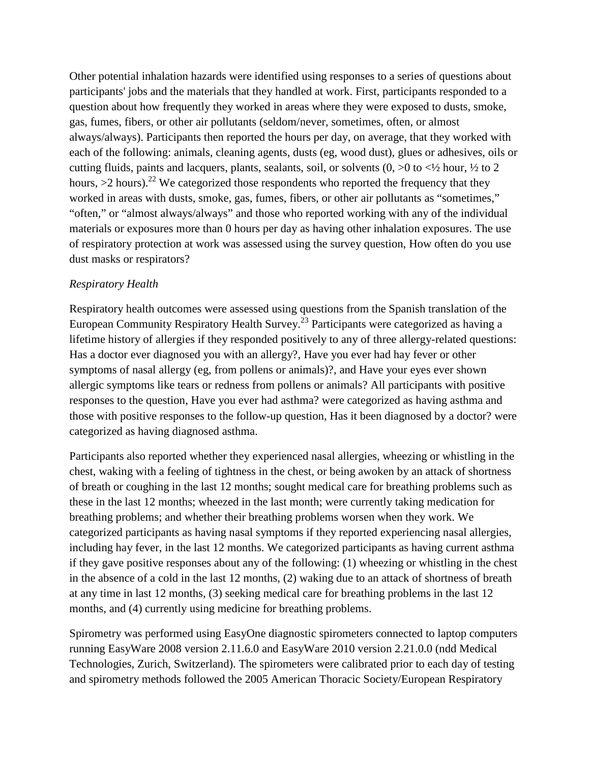Other potential inhalation hazards were identified using responses to a series of questions about participants' jobs and the materials that they handled at work. First, participants responded to a question about how frequently they worked in areas where they were exposed to dusts, smoke, gas, fumes, fibers, or other air pollutants (seldom/never, sometimes, often, or almost always/always). Participants then reported the hours per day, on average, that they worked with each of the following: animals, cleaning agents, dusts (eg, wood dust), glues or adhesives, oils or cutting fluids, paints and lacquers, plants, sealants, soil, or solvents (0, >0 to <½ hour, ½ to 2 hours, >2 hours).[22] We categorized those respondents who reported the frequency that they worked in areas with dusts, smoke, gas, fumes, fibers, or other air pollutants as "sometimes," "often," or "almost always/always" and those who reported working with any of the individual materials or exposures more than 0 hours per day as having other inhalation exposures. The use of respiratory protection at work was assessed using the survey question, How often do you use dust masks or respirators?

*Respiratory Health*

Respiratory health outcomes were assessed using questions from the Spanish translation of the European Community Respiratory Health Survey.[23] Participants were categorized as having a lifetime history of allergies if they responded positively to any of three allergy-related questions: Has a doctor ever diagnosed you with an allergy?, Have you ever had hay fever or other symptoms of nasal allergy (eg, from pollens or animals)?, and Have your eyes ever shown allergic symptoms like tears or redness from pollens or animals? All participants with positive responses to the question, Have you ever had asthma? were categorized as having asthma and those with positive responses to the follow-up question, Has it been diagnosed by a doctor? were categorized as having diagnosed asthma.

Participants also reported whether they experienced nasal allergies, wheezing or whistling in the chest, waking with a feeling of tightness in the chest, or being awoken by an attack of shortness of breath or coughing in the last 12 months; sought medical care for breathing problems such as these in the last 12 months; wheezed in the last month; were currently taking medication for breathing problems; and whether their breathing problems worsen when they work. We categorized participants as having nasal symptoms if they reported experiencing nasal allergies, including hay fever, in the last 12 months. We categorized participants as having current asthma if they gave positive responses about any of the following: (1) wheezing or whistling in the chest in the absence of a cold in the last 12 months, (2) waking due to an attack of shortness of breath at any time in last 12 months, (3) seeking medical care for breathing problems in the last 12 months, and (4) currently using medicine for breathing problems.

Spirometry was performed using EasyOne diagnostic spirometers connected to laptop computers running EasyWare 2008 version 2.11.6.0 and EasyWare 2010 version 2.21.0.0 (ndd Medical Technologies, Zurich, Switzerland). The spirometers were calibrated prior to each day of testing and spirometry methods followed the 2005 American Thoracic Society/European Respiratory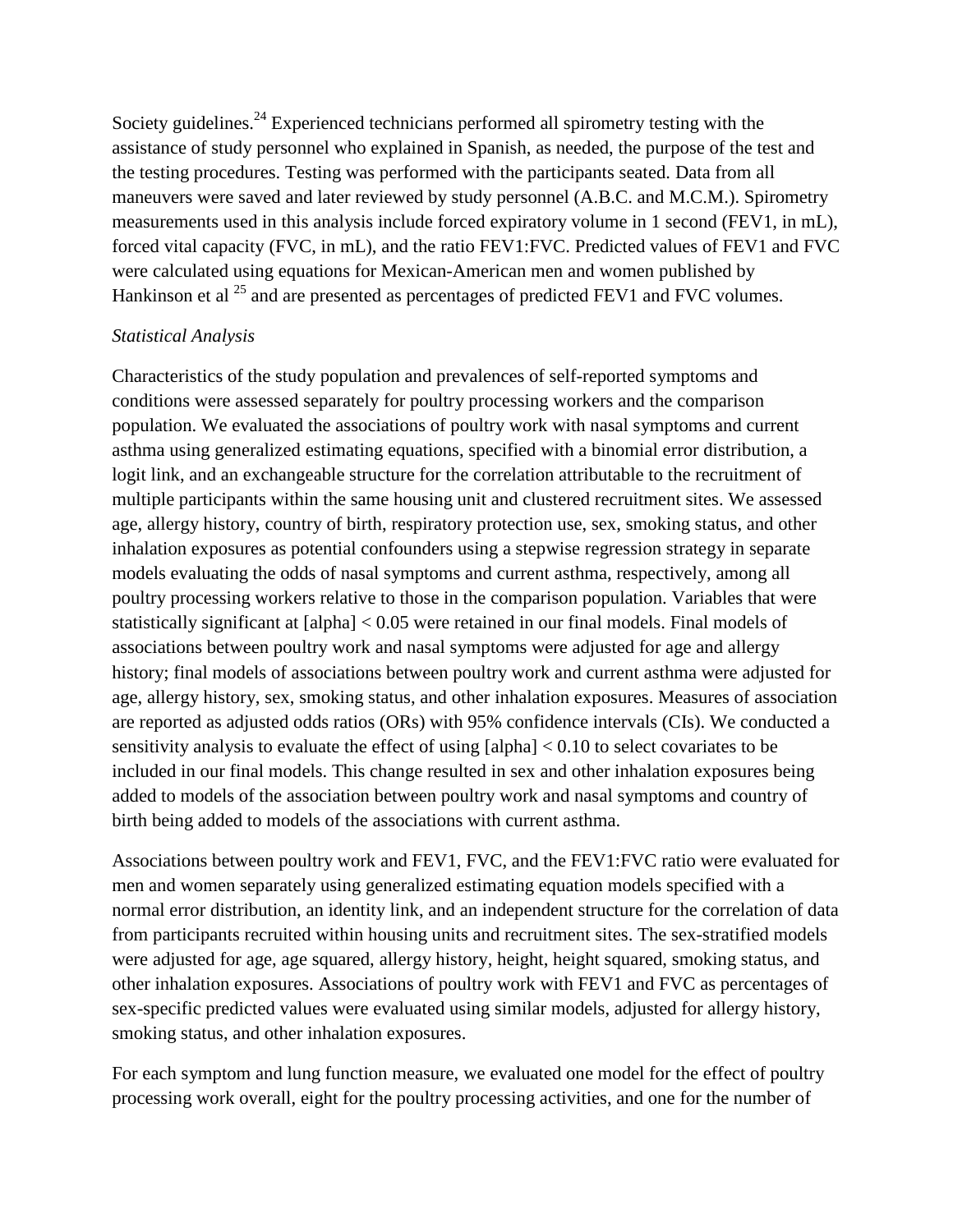Society guidelines.[24] Experienced technicians performed all spirometry testing with the assistance of study personnel who explained in Spanish, as needed, the purpose of the test and the testing procedures. Testing was performed with the participants seated. Data from all maneuvers were saved and later reviewed by study personnel (A.B.C. and M.C.M.). Spirometry measurements used in this analysis include forced expiratory volume in 1 second (FEV1, in mL), forced vital capacity (FVC, in mL), and the ratio FEV1:FVC. Predicted values of FEV1 and FVC were calculated using equations for Mexican-American men and women published by Hankinson et al [25] and are presented as percentages of predicted FEV1 and FVC volumes.

*Statistical Analysis*

Characteristics of the study population and prevalences of self-reported symptoms and conditions were assessed separately for poultry processing workers and the comparison population. We evaluated the associations of poultry work with nasal symptoms and current asthma using generalized estimating equations, specified with a binomial error distribution, a logit link, and an exchangeable structure for the correlation attributable to the recruitment of multiple participants within the same housing unit and clustered recruitment sites. We assessed age, allergy history, country of birth, respiratory protection use, sex, smoking status, and other inhalation exposures as potential confounders using a stepwise regression strategy in separate models evaluating the odds of nasal symptoms and current asthma, respectively, among all poultry processing workers relative to those in the comparison population. Variables that were statistically significant at $\alpha < 0.05$ were retained in our final models. Final models of associations between poultry work and nasal symptoms were adjusted for age and allergy history; final models of associations between poultry work and current asthma were adjusted for age, allergy history, sex, smoking status, and other inhalation exposures. Measures of association are reported as adjusted odds ratios (ORs) with 95% confidence intervals (CIs). We conducted a sensitivity analysis to evaluate the effect of using $\alpha < 0.10$ to select covariates to be included in our final models. This change resulted in sex and other inhalation exposures being added to models of the association between poultry work and nasal symptoms and country of birth being added to models of the associations with current asthma.

Associations between poultry work and FEV1, FVC, and the FEV1:FVC ratio were evaluated for men and women separately using generalized estimating equation models specified with a normal error distribution, an identity link, and an independent structure for the correlation of data from participants recruited within housing units and recruitment sites. The sex-stratified models were adjusted for age, age squared, allergy history, height, height squared, smoking status, and other inhalation exposures. Associations of poultry work with FEV1 and FVC as percentages of sex-specific predicted values were evaluated using similar models, adjusted for allergy history, smoking status, and other inhalation exposures.

For each symptom and lung function measure, we evaluated one model for the effect of poultry processing work overall, eight for the poultry processing activities, and one for the number of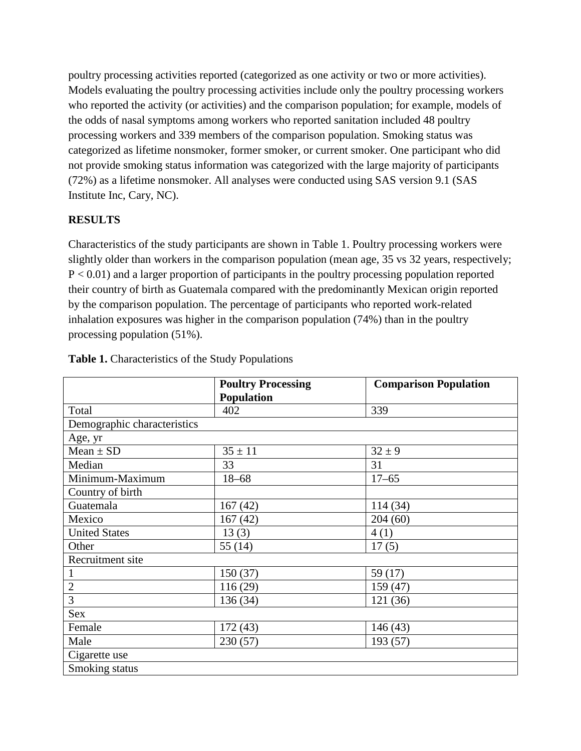poultry processing activities reported (categorized as one activity or two or more activities). Models evaluating the poultry processing activities include only the poultry processing workers who reported the activity (or activities) and the comparison population; for example, models of the odds of nasal symptoms among workers who reported sanitation included 48 poultry processing workers and 339 members of the comparison population. Smoking status was categorized as lifetime nonsmoker, former smoker, or current smoker. One participant who did not provide smoking status information was categorized with the large majority of participants (72%) as a lifetime nonsmoker. All analyses were conducted using SAS version 9.1 (SAS Institute Inc, Cary, NC).

## RESULTS

Characteristics of the study participants are shown in Table 1. Poultry processing workers were slightly older than workers in the comparison population (mean age, 35 vs 32 years, respectively; $P < 0.01$) and a larger proportion of participants in the poultry processing population reported their country of birth as Guatemala compared with the predominantly Mexican origin reported by the comparison population. The percentage of participants who reported work-related inhalation exposures was higher in the comparison population (74%) than in the poultry processing population (51%).

**Table 1.** Characteristics of the Study Populations

| | **Poultry Processing Population** | **Comparison Population** |
|---|---|---|
| Total | 402 | 339 |
| Demographic characteristics | | |
| Age, yr | | |
| Mean ± SD | 35 ± 11 | 32 ± 9 |
| Median | 33 | 31 |
| Minimum-Maximum | 18–68 | 17–65 |
| Country of birth | | |
| Guatemala | 167 (42) | 114 (34) |
| Mexico | 167 (42) | 204 (60) |
| United States | 13 (3) | 4 (1) |
| Other | 55 (14) | 17 (5) |
| Recruitment site | | |
| 1 | 150 (37) | 59 (17) |
| 2 | 116 (29) | 159 (47) |
| 3 | 136 (34) | 121 (36) |
| Sex | | |
| Female | 172 (43) | 146 (43) |
| Male | 230 (57) | 193 (57) |
| Cigarette use | | |
| Smoking status | | |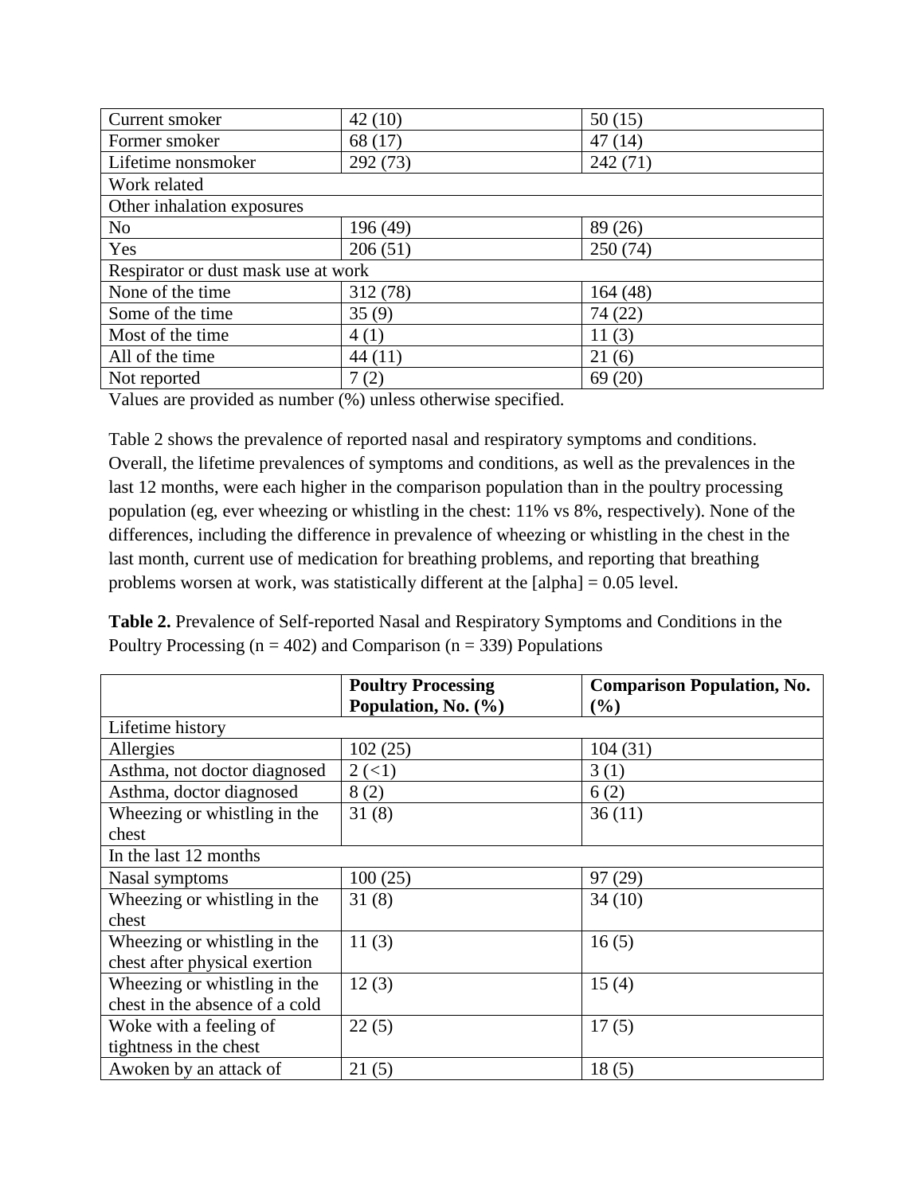| | | |
|---|---|---|
| Current smoker | 42 (10) | 50 (15) |
| Former smoker | 68 (17) | 47 (14) |
| Lifetime nonsmoker | 292 (73) | 242 (71) |
| Work related | | |
| Other inhalation exposures | | |
| No | 196 (49) | 89 (26) |
| Yes | 206 (51) | 250 (74) |
| Respirator or dust mask use at work | | |
| None of the time | 312 (78) | 164 (48) |
| Some of the time | 35 (9) | 74 (22) |
| Most of the time | 4 (1) | 11 (3) |
| All of the time | 44 (11) | 21 (6) |
| Not reported | 7 (2) | 69 (20) |

Values are provided as number (%) unless otherwise specified.

Table 2 shows the prevalence of reported nasal and respiratory symptoms and conditions. Overall, the lifetime prevalences of symptoms and conditions, as well as the prevalences in the last 12 months, were each higher in the comparison population than in the poultry processing population (eg, ever wheezing or whistling in the chest: 11% vs 8%, respectively). None of the differences, including the difference in prevalence of wheezing or whistling in the chest in the last month, current use of medication for breathing problems, and reporting that breathing problems worsen at work, was statistically different at the [alpha] = 0.05 level.

**Table 2.** Prevalence of Self-reported Nasal and Respiratory Symptoms and Conditions in the Poultry Processing (n = 402) and Comparison (n = 339) Populations

| | **Poultry Processing Population, No. (%)** | **Comparison Population, No. (%)** |
|---|---|---|
| Lifetime history | | |
| Allergies | 102 (25) | 104 (31) |
| Asthma, not doctor diagnosed | 2 (<1) | 3 (1) |
| Asthma, doctor diagnosed | 8 (2) | 6 (2) |
| Wheezing or whistling in the chest | 31 (8) | 36 (11) |
| In the last 12 months | | |
| Nasal symptoms | 100 (25) | 97 (29) |
| Wheezing or whistling in the chest | 31 (8) | 34 (10) |
| Wheezing or whistling in the chest after physical exertion | 11 (3) | 16 (5) |
| Wheezing or whistling in the chest in the absence of a cold | 12 (3) | 15 (4) |
| Woke with a feeling of tightness in the chest | 22 (5) | 17 (5) |
| Awoken by an attack of | 21 (5) | 18 (5) |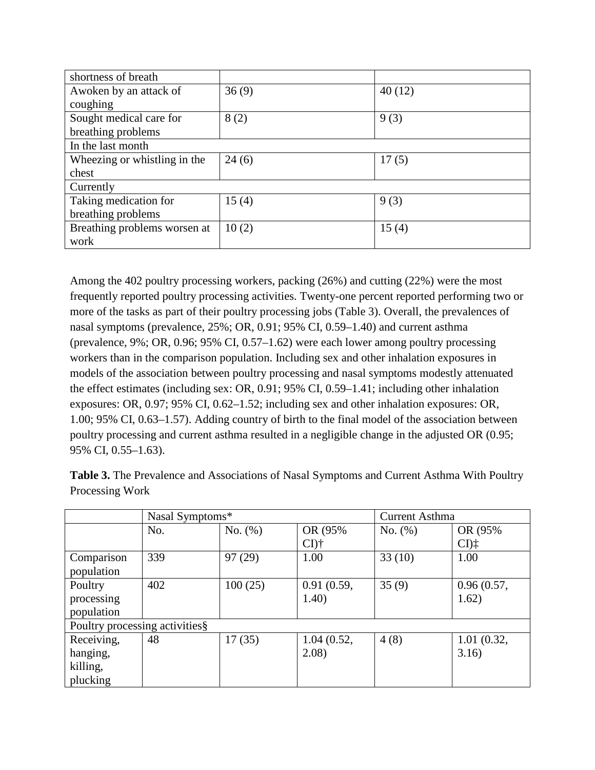| shortness of breath | | |
|---|---|---|
| Awoken by an attack of coughing | 36 (9) | 40 (12) |
| Sought medical care for breathing problems | 8 (2) | 9 (3) |
| In the last month | | |
| Wheezing or whistling in the chest | 24 (6) | 17 (5) |
| Currently | | |
| Taking medication for breathing problems | 15 (4) | 9 (3) |
| Breathing problems worsen at work | 10 (2) | 15 (4) |

Among the 402 poultry processing workers, packing (26%) and cutting (22%) were the most frequently reported poultry processing activities. Twenty-one percent reported performing two or more of the tasks as part of their poultry processing jobs (Table 3). Overall, the prevalences of nasal symptoms (prevalence, 25%; OR, 0.91; 95% CI, 0.59–1.40) and current asthma (prevalence, 9%; OR, 0.96; 95% CI, 0.57–1.62) were each lower among poultry processing workers than in the comparison population. Including sex and other inhalation exposures in models of the association between poultry processing and nasal symptoms modestly attenuated the effect estimates (including sex: OR, 0.91; 95% CI, 0.59–1.41; including other inhalation exposures: OR, 0.97; 95% CI, 0.62–1.52; including sex and other inhalation exposures: OR, 1.00; 95% CI, 0.63–1.57). Adding country of birth to the final model of the association between poultry processing and current asthma resulted in a negligible change in the adjusted OR (0.95; 95% CI, 0.55–1.63).

**Table 3.** The Prevalence and Associations of Nasal Symptoms and Current Asthma With Poultry Processing Work

| | Nasal Symptoms* | | | Current Asthma | |
|---|---|---|---|---|---|
| | No. | No. (%) | OR (95% CI)† | No. (%) | OR (95% CI)‡ |
| Comparison population | 339 | 97 (29) | 1.00 | 33 (10) | 1.00 |
| Poultry processing population | 402 | 100 (25) | 0.91 (0.59, 1.40) | 35 (9) | 0.96 (0.57, 1.62) |
| Poultry processing activities§ | | | | | |
| Receiving, hanging, killing, plucking | 48 | 17 (35) | 1.04 (0.52, 2.08) | 4 (8) | 1.01 (0.32, 3.16) |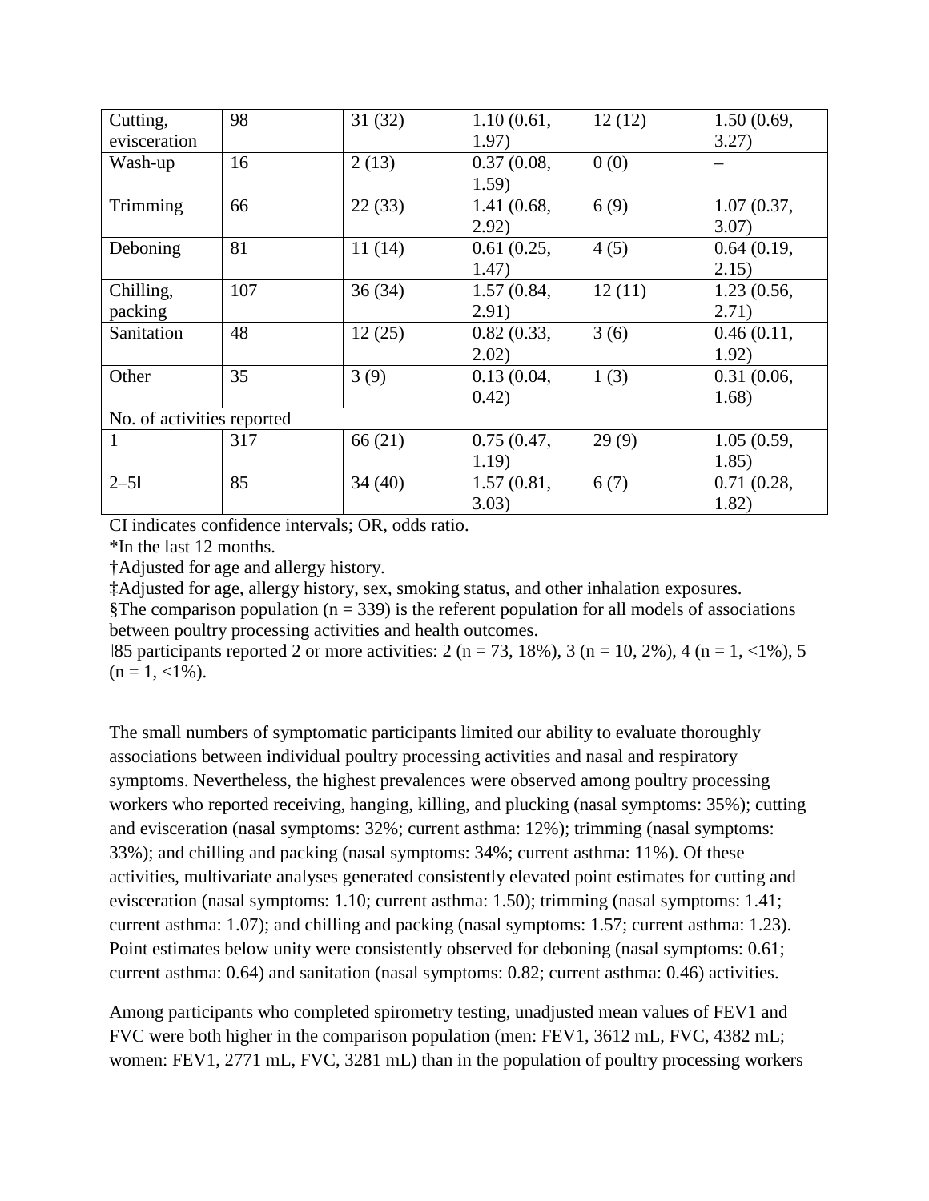| Cutting, evisceration | 98 | 31 (32) | 1.10 (0.61, 1.97) | 12 (12) | 1.50 (0.69, 3.27) |
|---|---|---|---|---|---|
| Wash-up | 16 | 2 (13) | 0.37 (0.08, 1.59) | 0 (0) | – |
| Trimming | 66 | 22 (33) | 1.41 (0.68, 2.92) | 6 (9) | 1.07 (0.37, 3.07) |
| Deboning | 81 | 11 (14) | 0.61 (0.25, 1.47) | 4 (5) | 0.64 (0.19, 2.15) |
| Chilling, packing | 107 | 36 (34) | 1.57 (0.84, 2.91) | 12 (11) | 1.23 (0.56, 2.71) |
| Sanitation | 48 | 12 (25) | 0.82 (0.33, 2.02) | 3 (6) | 0.46 (0.11, 1.92) |
| Other | 35 | 3 (9) | 0.13 (0.04, 0.42) | 1 (3) | 0.31 (0.06, 1.68) |
| No. of activities reported | | | | | |
| 1 | 317 | 66 (21) | 0.75 (0.47, 1.19) | 29 (9) | 1.05 (0.59, 1.85) |
| 2–5‖ | 85 | 34 (40) | 1.57 (0.81, 3.03) | 6 (7) | 0.71 (0.28, 1.82) |

CI indicates confidence intervals; OR, odds ratio.

*In the last 12 months.

†Adjusted for age and allergy history.

‡Adjusted for age, allergy history, sex, smoking status, and other inhalation exposures.

§The comparison population (n = 339) is the referent population for all models of associations between poultry processing activities and health outcomes.

‖85 participants reported 2 or more activities: 2 (n = 73, 18%), 3 (n = 10, 2%), 4 (n = 1, <1%), 5 (n = 1, <1%).

The small numbers of symptomatic participants limited our ability to evaluate thoroughly associations between individual poultry processing activities and nasal and respiratory symptoms. Nevertheless, the highest prevalences were observed among poultry processing workers who reported receiving, hanging, killing, and plucking (nasal symptoms: 35%); cutting and evisceration (nasal symptoms: 32%; current asthma: 12%); trimming (nasal symptoms: 33%); and chilling and packing (nasal symptoms: 34%; current asthma: 11%). Of these activities, multivariate analyses generated consistently elevated point estimates for cutting and evisceration (nasal symptoms: 1.10; current asthma: 1.50); trimming (nasal symptoms: 1.41; current asthma: 1.07); and chilling and packing (nasal symptoms: 1.57; current asthma: 1.23). Point estimates below unity were consistently observed for deboning (nasal symptoms: 0.61; current asthma: 0.64) and sanitation (nasal symptoms: 0.82; current asthma: 0.46) activities.

Among participants who completed spirometry testing, unadjusted mean values of FEV1 and FVC were both higher in the comparison population (men: FEV1, 3612 mL, FVC, 4382 mL; women: FEV1, 2771 mL, FVC, 3281 mL) than in the population of poultry processing workers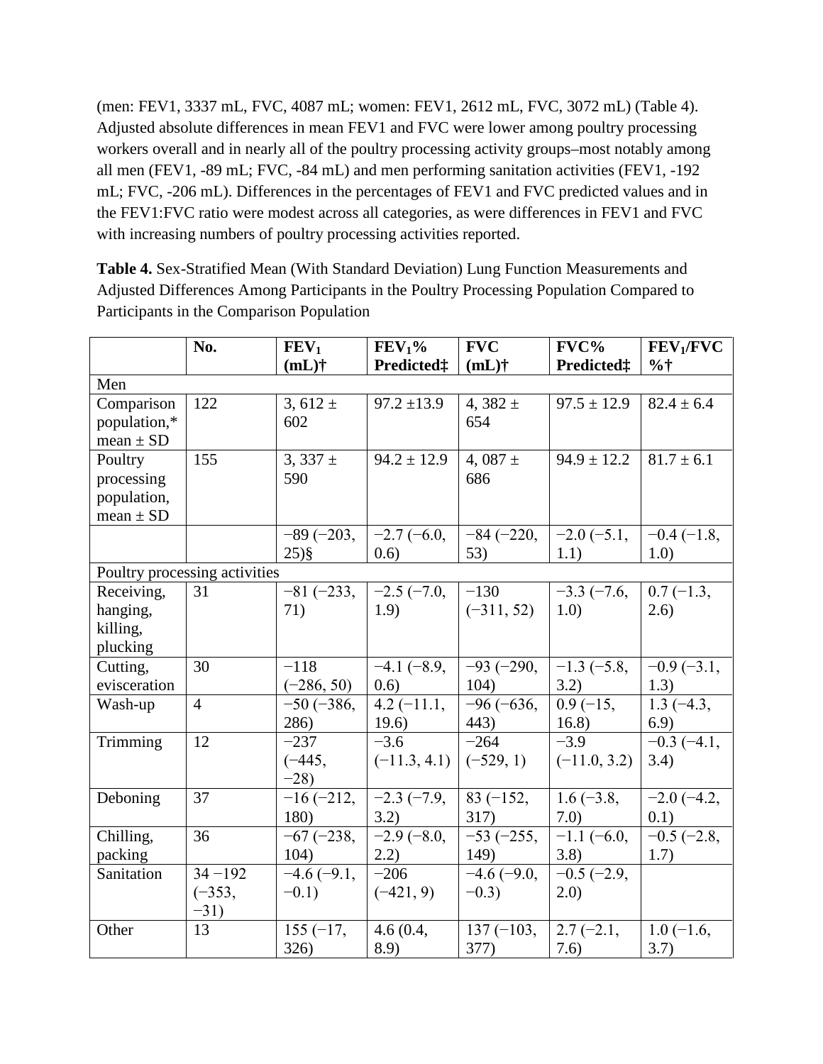(men: FEV1, 3337 mL, FVC, 4087 mL; women: FEV1, 2612 mL, FVC, 3072 mL) (Table 4). Adjusted absolute differences in mean FEV1 and FVC were lower among poultry processing workers overall and in nearly all of the poultry processing activity groups–most notably among all men (FEV1, -89 mL; FVC, -84 mL) and men performing sanitation activities (FEV1, -192 mL; FVC, -206 mL). Differences in the percentages of FEV1 and FVC predicted values and in the FEV1:FVC ratio were modest across all categories, as were differences in FEV1 and FVC with increasing numbers of poultry processing activities reported.

**Table 4.** Sex-Stratified Mean (With Standard Deviation) Lung Function Measurements and Adjusted Differences Among Participants in the Poultry Processing Population Compared to Participants in the Comparison Population

| | No. | $FEV_1$ (mL)† | $FEV_1$% Predicted‡ | FVC (mL)† | FVC% Predicted‡ | $FEV_1$/FVC %† |
|---|---|---|---|---|---|---|
| Men | | | | | | |
| Comparison population,* mean ± SD | 122 | 3, 612 ± 602 | 97.2 ±13.9 | 4, 382 ± 654 | 97.5 ± 12.9 | 82.4 ± 6.4 |
| Poultry processing population, mean ± SD | 155 | 3, 337 ± 590 | 94.2 ± 12.9 | 4, 087 ± 686 | 94.9 ± 12.2 | 81.7 ± 6.1 |
| | | −89 (−203, 25)§ | −2.7 (−6.0, 0.6) | −84 (−220, 53) | −2.0 (−5.1, 1.1) | −0.4 (−1.8, 1.0) |
| Poultry processing activities | | | | | | |
| Receiving, hanging, killing, plucking | 31 | −81 (−233, 71) | −2.5 (−7.0, 1.9) | −130 (−311, 52) | −3.3 (−7.6, 1.0) | 0.7 (−1.3, 2.6) |
| Cutting, evisceration | 30 | −118 (−286, 50) | −4.1 (−8.9, 0.6) | −93 (−290, 104) | −1.3 (−5.8, 3.2) | −0.9 (−3.1, 1.3) |
| Wash-up | 4 | −50 (−386, 286) | 4.2 (−11.1, 19.6) | −96 (−636, 443) | 0.9 (−15, 16.8) | 1.3 (−4.3, 6.9) |
| Trimming | 12 | −237 (−445, −28) | −3.6 (−11.3, 4.1) | −264 (−529, 1) | −3.9 (−11.0, 3.2) | −0.3 (−4.1, 3.4) |
| Deboning | 37 | −16 (−212, 180) | −2.3 (−7.9, 3.2) | 83 (−152, 317) | 1.6 (−3.8, 7.0) | −2.0 (−4.2, 0.1) |
| Chilling, packing | 36 | −67 (−238, 104) | −2.9 (−8.0, 2.2) | −53 (−255, 149) | −1.1 (−6.0, 3.8) | −0.5 (−2.8, 1.7) |
| Sanitation | 34 −192 (−353, −31) | −4.6 (−9.1, −0.1) | −206 (−421, 9) | −4.6 (−9.0, −0.3) | −0.5 (−2.9, 2.0) | |
| Other | 13 | 155 (−17, 326) | 4.6 (0.4, 8.9) | 137 (−103, 377) | 2.7 (−2.1, 7.6) | 1.0 (−1.6, 3.7) |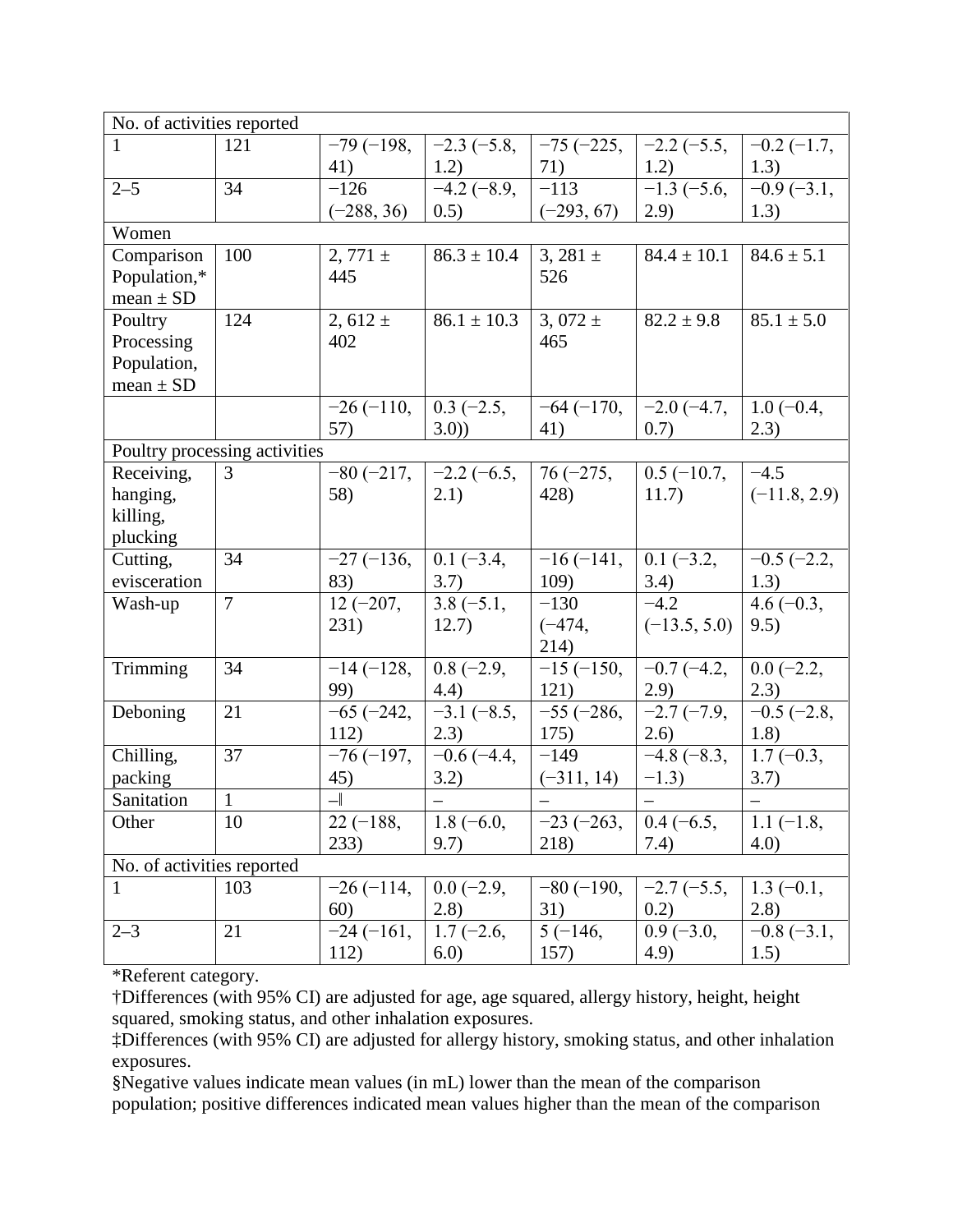| | | | | | | |
|---|---|---|---|---|---|---|
| No. of activities reported | | | | | | |
| 1 | 121 | −79 (−198, 41) | −2.3 (−5.8, 1.2) | −75 (−225, 71) | −2.2 (−5.5, 1.2) | −0.2 (−1.7, 1.3) |
| 2–5 | 34 | −126 (−288, 36) | −4.2 (−8.9, 0.5) | −113 (−293, 67) | −1.3 (−5.6, 2.9) | −0.9 (−3.1, 1.3) |
| Women | | | | | | |
| Comparison Population,* mean ± SD | 100 | 2, 771 ± 445 | 86.3 ± 10.4 | 3, 281 ± 526 | 84.4 ± 10.1 | 84.6 ± 5.1 |
| Poultry Processing Population, mean ± SD | 124 | 2, 612 ± 402 | 86.1 ± 10.3 | 3, 072 ± 465 | 82.2 ± 9.8 | 85.1 ± 5.0 |
| | | −26 (−110, 57) | 0.3 (−2.5, 3.0)) | −64 (−170, 41) | −2.0 (−4.7, 0.7) | 1.0 (−0.4, 2.3) |
| Poultry processing activities | | | | | | |
| Receiving, hanging, killing, plucking | 3 | −80 (−217, 58) | −2.2 (−6.5, 2.1) | 76 (−275, 428) | 0.5 (−10.7, 11.7) | −4.5 (−11.8, 2.9) |
| Cutting, evisceration | 34 | −27 (−136, 83) | 0.1 (−3.4, 3.7) | −16 (−141, 109) | 0.1 (−3.2, 3.4) | −0.5 (−2.2, 1.3) |
| Wash-up | 7 | 12 (−207, 231) | 3.8 (−5.1, 12.7) | −130 (−474, 214) | −4.2 (−13.5, 5.0) | 4.6 (−0.3, 9.5) |
| Trimming | 34 | −14 (−128, 99) | 0.8 (−2.9, 4.4) | −15 (−150, 121) | −0.7 (−4.2, 2.9) | 0.0 (−2.2, 2.3) |
| Deboning | 21 | −65 (−242, 112) | −3.1 (−8.5, 2.3) | −55 (−286, 175) | −2.7 (−7.9, 2.6) | −0.5 (−2.8, 1.8) |
| Chilling, packing | 37 | −76 (−197, 45) | −0.6 (−4.4, 3.2) | −149 (−311, 14) | −4.8 (−8.3, −1.3) | 1.7 (−0.3, 3.7) |
| Sanitation | 1 | –‖ | – | – | – | – |
| Other | 10 | 22 (−188, 233) | 1.8 (−6.0, 9.7) | −23 (−263, 218) | 0.4 (−6.5, 7.4) | 1.1 (−1.8, 4.0) |
| No. of activities reported | | | | | | |
| 1 | 103 | −26 (−114, 60) | 0.0 (−2.9, 2.8) | −80 (−190, 31) | −2.7 (−5.5, 0.2) | 1.3 (−0.1, 2.8) |
| 2–3 | 21 | −24 (−161, 112) | 1.7 (−2.6, 6.0) | 5 (−146, 157) | 0.9 (−3.0, 4.9) | −0.8 (−3.1, 1.5) |

*Referent category.

†Differences (with 95% CI) are adjusted for age, age squared, allergy history, height, height squared, smoking status, and other inhalation exposures.

‡Differences (with 95% CI) are adjusted for allergy history, smoking status, and other inhalation exposures.

§Negative values indicate mean values (in mL) lower than the mean of the comparison population; positive differences indicated mean values higher than the mean of the comparison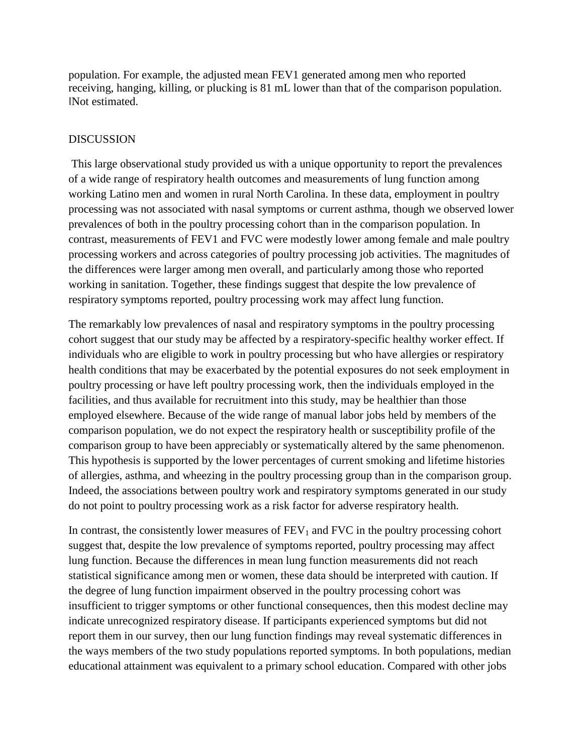population. For example, the adjusted mean FEV1 generated among men who reported receiving, hanging, killing, or plucking is 81 mL lower than that of the comparison population.

‖Not estimated.

## DISCUSSION

This large observational study provided us with a unique opportunity to report the prevalences of a wide range of respiratory health outcomes and measurements of lung function among working Latino men and women in rural North Carolina. In these data, employment in poultry processing was not associated with nasal symptoms or current asthma, though we observed lower prevalences of both in the poultry processing cohort than in the comparison population. In contrast, measurements of FEV1 and FVC were modestly lower among female and male poultry processing workers and across categories of poultry processing job activities. The magnitudes of the differences were larger among men overall, and particularly among those who reported working in sanitation. Together, these findings suggest that despite the low prevalence of respiratory symptoms reported, poultry processing work may affect lung function.

The remarkably low prevalences of nasal and respiratory symptoms in the poultry processing cohort suggest that our study may be affected by a respiratory-specific healthy worker effect. If individuals who are eligible to work in poultry processing but who have allergies or respiratory health conditions that may be exacerbated by the potential exposures do not seek employment in poultry processing or have left poultry processing work, then the individuals employed in the facilities, and thus available for recruitment into this study, may be healthier than those employed elsewhere. Because of the wide range of manual labor jobs held by members of the comparison population, we do not expect the respiratory health or susceptibility profile of the comparison group to have been appreciably or systematically altered by the same phenomenon. This hypothesis is supported by the lower percentages of current smoking and lifetime histories of allergies, asthma, and wheezing in the poultry processing group than in the comparison group. Indeed, the associations between poultry work and respiratory symptoms generated in our study do not point to poultry processing work as a risk factor for adverse respiratory health.

In contrast, the consistently lower measures of $FEV_1$ and FVC in the poultry processing cohort suggest that, despite the low prevalence of symptoms reported, poultry processing may affect lung function. Because the differences in mean lung function measurements did not reach statistical significance among men or women, these data should be interpreted with caution. If the degree of lung function impairment observed in the poultry processing cohort was insufficient to trigger symptoms or other functional consequences, then this modest decline may indicate unrecognized respiratory disease. If participants experienced symptoms but did not report them in our survey, then our lung function findings may reveal systematic differences in the ways members of the two study populations reported symptoms. In both populations, median educational attainment was equivalent to a primary school education. Compared with other jobs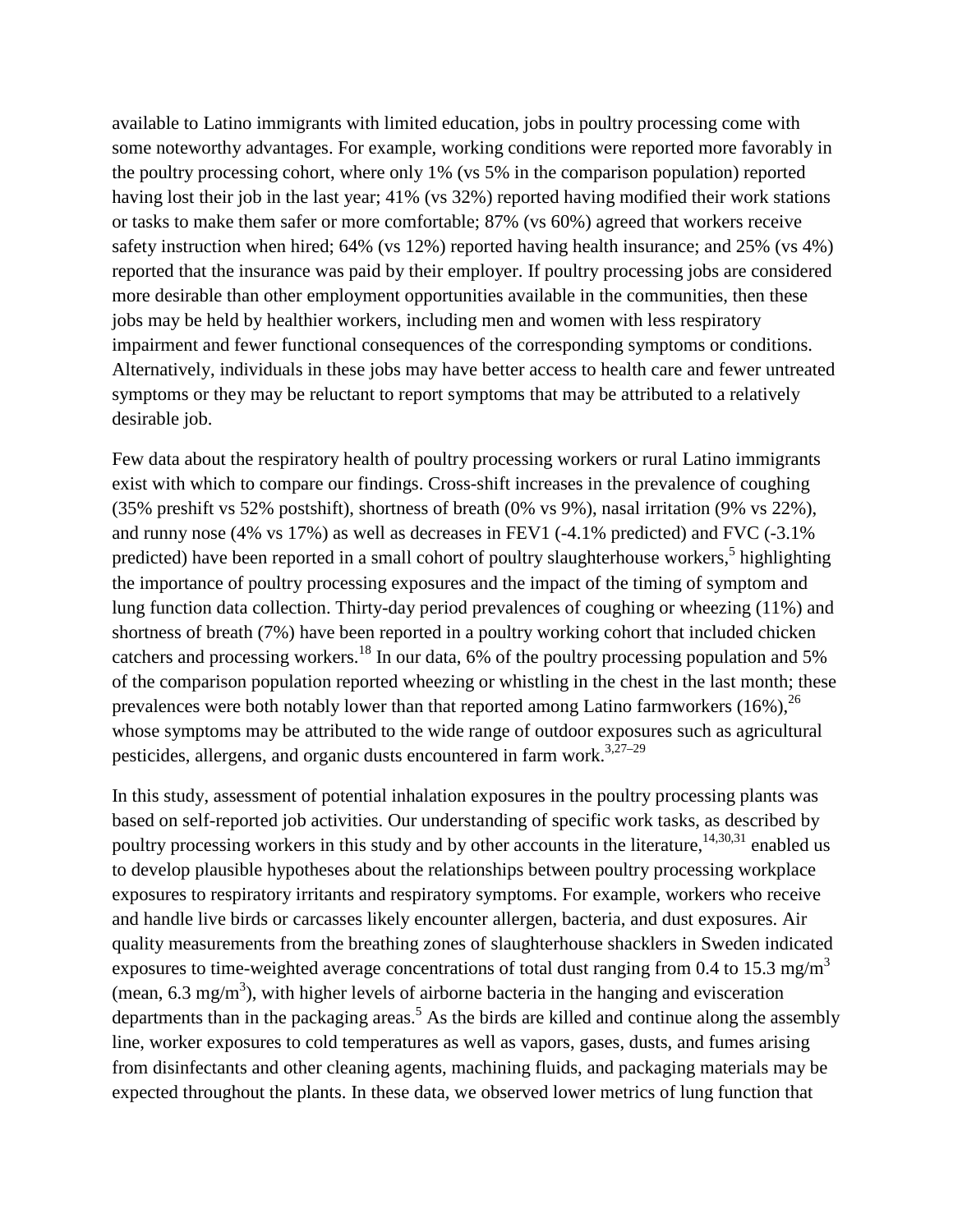available to Latino immigrants with limited education, jobs in poultry processing come with some noteworthy advantages. For example, working conditions were reported more favorably in the poultry processing cohort, where only 1% (vs 5% in the comparison population) reported having lost their job in the last year; 41% (vs 32%) reported having modified their work stations or tasks to make them safer or more comfortable; 87% (vs 60%) agreed that workers receive safety instruction when hired; 64% (vs 12%) reported having health insurance; and 25% (vs 4%) reported that the insurance was paid by their employer. If poultry processing jobs are considered more desirable than other employment opportunities available in the communities, then these jobs may be held by healthier workers, including men and women with less respiratory impairment and fewer functional consequences of the corresponding symptoms or conditions. Alternatively, individuals in these jobs may have better access to health care and fewer untreated symptoms or they may be reluctant to report symptoms that may be attributed to a relatively desirable job.

Few data about the respiratory health of poultry processing workers or rural Latino immigrants exist with which to compare our findings. Cross-shift increases in the prevalence of coughing (35% preshift vs 52% postshift), shortness of breath (0% vs 9%), nasal irritation (9% vs 22%), and runny nose (4% vs 17%) as well as decreases in FEV1 (-4.1% predicted) and FVC (-3.1% predicted) have been reported in a small cohort of poultry slaughterhouse workers,[5] highlighting the importance of poultry processing exposures and the impact of the timing of symptom and lung function data collection. Thirty-day period prevalences of coughing or wheezing (11%) and shortness of breath (7%) have been reported in a poultry working cohort that included chicken catchers and processing workers.[18] In our data, 6% of the poultry processing population and 5% of the comparison population reported wheezing or whistling in the chest in the last month; these prevalences were both notably lower than that reported among Latino farmworkers (16%),[26] whose symptoms may be attributed to the wide range of outdoor exposures such as agricultural pesticides, allergens, and organic dusts encountered in farm work.[3,27–29]

In this study, assessment of potential inhalation exposures in the poultry processing plants was based on self-reported job activities. Our understanding of specific work tasks, as described by poultry processing workers in this study and by other accounts in the literature,[14,30,31] enabled us to develop plausible hypotheses about the relationships between poultry processing workplace exposures to respiratory irritants and respiratory symptoms. For example, workers who receive and handle live birds or carcasses likely encounter allergen, bacteria, and dust exposures. Air quality measurements from the breathing zones of slaughterhouse shacklers in Sweden indicated exposures to time-weighted average concentrations of total dust ranging from 0.4 to 15.3 $mg/m^3$ (mean, 6.3 $mg/m^3$), with higher levels of airborne bacteria in the hanging and evisceration departments than in the packaging areas.[5] As the birds are killed and continue along the assembly line, worker exposures to cold temperatures as well as vapors, gases, dusts, and fumes arising from disinfectants and other cleaning agents, machining fluids, and packaging materials may be expected throughout the plants. In these data, we observed lower metrics of lung function that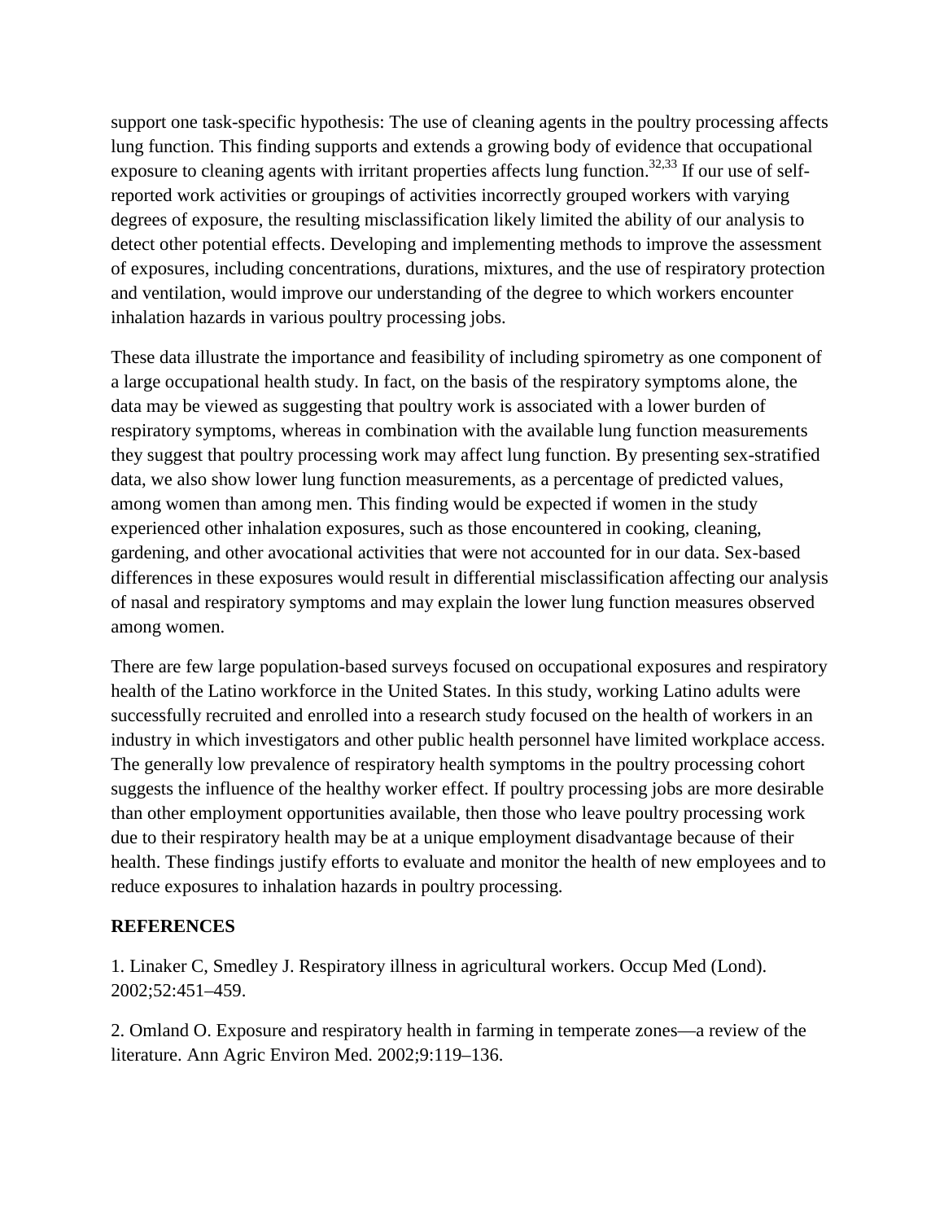support one task-specific hypothesis: The use of cleaning agents in the poultry processing affects lung function. This finding supports and extends a growing body of evidence that occupational exposure to cleaning agents with irritant properties affects lung function.[32,33] If our use of self-reported work activities or groupings of activities incorrectly grouped workers with varying degrees of exposure, the resulting misclassification likely limited the ability of our analysis to detect other potential effects. Developing and implementing methods to improve the assessment of exposures, including concentrations, durations, mixtures, and the use of respiratory protection and ventilation, would improve our understanding of the degree to which workers encounter inhalation hazards in various poultry processing jobs.

These data illustrate the importance and feasibility of including spirometry as one component of a large occupational health study. In fact, on the basis of the respiratory symptoms alone, the data may be viewed as suggesting that poultry work is associated with a lower burden of respiratory symptoms, whereas in combination with the available lung function measurements they suggest that poultry processing work may affect lung function. By presenting sex-stratified data, we also show lower lung function measurements, as a percentage of predicted values, among women than among men. This finding would be expected if women in the study experienced other inhalation exposures, such as those encountered in cooking, cleaning, gardening, and other avocational activities that were not accounted for in our data. Sex-based differences in these exposures would result in differential misclassification affecting our analysis of nasal and respiratory symptoms and may explain the lower lung function measures observed among women.

There are few large population-based surveys focused on occupational exposures and respiratory health of the Latino workforce in the United States. In this study, working Latino adults were successfully recruited and enrolled into a research study focused on the health of workers in an industry in which investigators and other public health personnel have limited workplace access. The generally low prevalence of respiratory health symptoms in the poultry processing cohort suggests the influence of the healthy worker effect. If poultry processing jobs are more desirable than other employment opportunities available, then those who leave poultry processing work due to their respiratory health may be at a unique employment disadvantage because of their health. These findings justify efforts to evaluate and monitor the health of new employees and to reduce exposures to inhalation hazards in poultry processing.

## REFERENCES

1. Linaker C, Smedley J. Respiratory illness in agricultural workers. Occup Med (Lond). 2002;52:451–459.

2. Omland O. Exposure and respiratory health in farming in temperate zones—a review of the literature. Ann Agric Environ Med. 2002;9:119–136.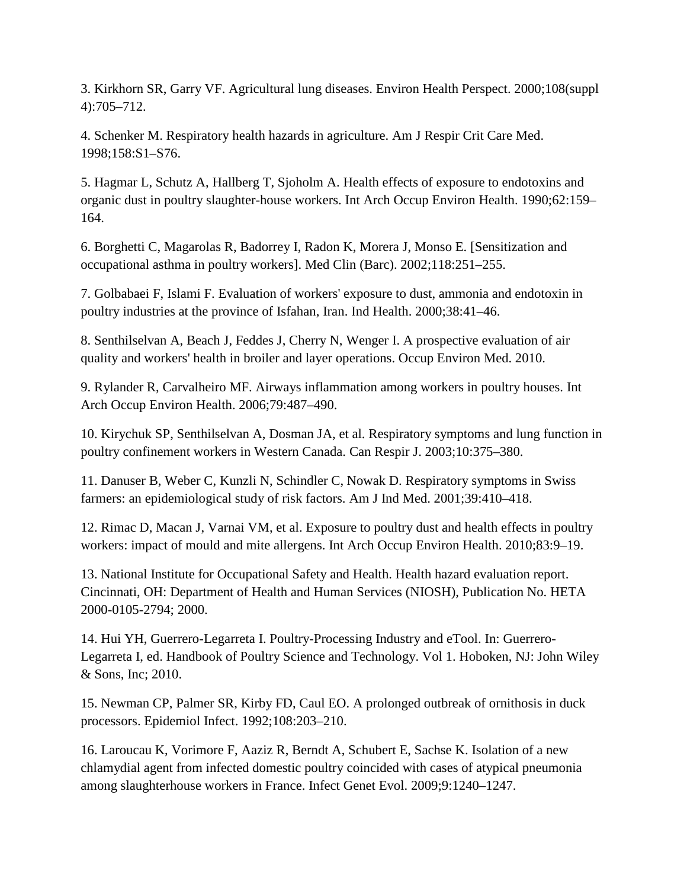3. Kirkhorn SR, Garry VF. Agricultural lung diseases. Environ Health Perspect. 2000;108(suppl 4):705–712.

4. Schenker M. Respiratory health hazards in agriculture. Am J Respir Crit Care Med. 1998;158:S1–S76.

5. Hagmar L, Schutz A, Hallberg T, Sjoholm A. Health effects of exposure to endotoxins and organic dust in poultry slaughter-house workers. Int Arch Occup Environ Health. 1990;62:159–164.

6. Borghetti C, Magarolas R, Badorrey I, Radon K, Morera J, Monso E. [Sensitization and occupational asthma in poultry workers]. Med Clin (Barc). 2002;118:251–255.

7. Golbabaei F, Islami F. Evaluation of workers' exposure to dust, ammonia and endotoxin in poultry industries at the province of Isfahan, Iran. Ind Health. 2000;38:41–46.

8. Senthilselvan A, Beach J, Feddes J, Cherry N, Wenger I. A prospective evaluation of air quality and workers' health in broiler and layer operations. Occup Environ Med. 2010.

9. Rylander R, Carvalheiro MF. Airways inflammation among workers in poultry houses. Int Arch Occup Environ Health. 2006;79:487–490.

10. Kirychuk SP, Senthilselvan A, Dosman JA, et al. Respiratory symptoms and lung function in poultry confinement workers in Western Canada. Can Respir J. 2003;10:375–380.

11. Danuser B, Weber C, Kunzli N, Schindler C, Nowak D. Respiratory symptoms in Swiss farmers: an epidemiological study of risk factors. Am J Ind Med. 2001;39:410–418.

12. Rimac D, Macan J, Varnai VM, et al. Exposure to poultry dust and health effects in poultry workers: impact of mould and mite allergens. Int Arch Occup Environ Health. 2010;83:9–19.

13. National Institute for Occupational Safety and Health. Health hazard evaluation report. Cincinnati, OH: Department of Health and Human Services (NIOSH), Publication No. HETA 2000-0105-2794; 2000.

14. Hui YH, Guerrero-Legarreta I. Poultry-Processing Industry and eTool. In: Guerrero-Legarreta I, ed. Handbook of Poultry Science and Technology. Vol 1. Hoboken, NJ: John Wiley & Sons, Inc; 2010.

15. Newman CP, Palmer SR, Kirby FD, Caul EO. A prolonged outbreak of ornithosis in duck processors. Epidemiol Infect. 1992;108:203–210.

16. Laroucau K, Vorimore F, Aaziz R, Berndt A, Schubert E, Sachse K. Isolation of a new chlamydial agent from infected domestic poultry coincided with cases of atypical pneumonia among slaughterhouse workers in France. Infect Genet Evol. 2009;9:1240–1247.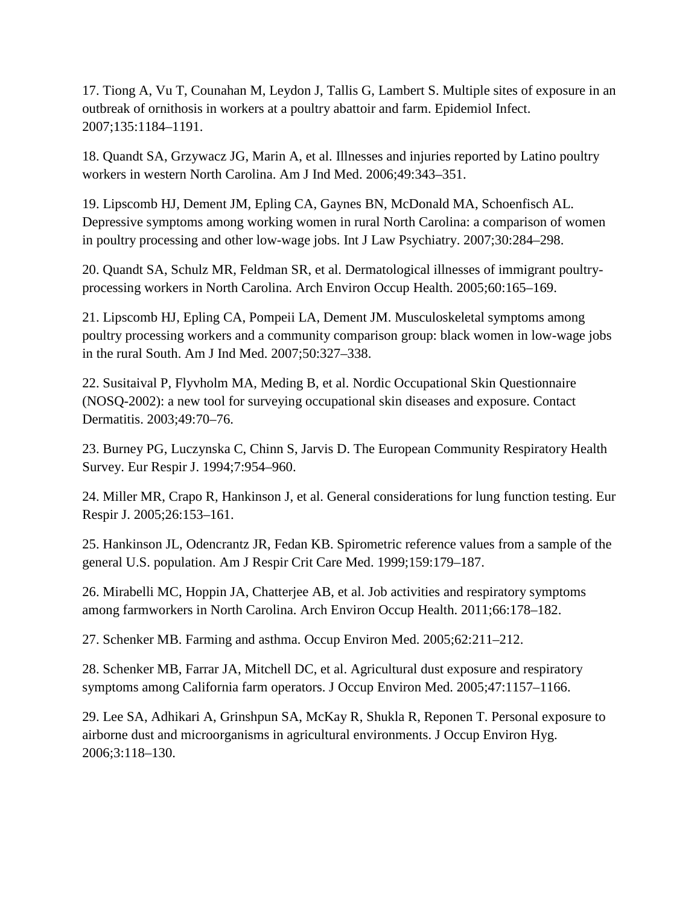17. Tiong A, Vu T, Counahan M, Leydon J, Tallis G, Lambert S. Multiple sites of exposure in an outbreak of ornithosis in workers at a poultry abattoir and farm. Epidemiol Infect. 2007;135:1184–1191.

18. Quandt SA, Grzywacz JG, Marin A, et al. Illnesses and injuries reported by Latino poultry workers in western North Carolina. Am J Ind Med. 2006;49:343–351.

19. Lipscomb HJ, Dement JM, Epling CA, Gaynes BN, McDonald MA, Schoenfisch AL. Depressive symptoms among working women in rural North Carolina: a comparison of women in poultry processing and other low-wage jobs. Int J Law Psychiatry. 2007;30:284–298.

20. Quandt SA, Schulz MR, Feldman SR, et al. Dermatological illnesses of immigrant poultry-processing workers in North Carolina. Arch Environ Occup Health. 2005;60:165–169.

21. Lipscomb HJ, Epling CA, Pompeii LA, Dement JM. Musculoskeletal symptoms among poultry processing workers and a community comparison group: black women in low-wage jobs in the rural South. Am J Ind Med. 2007;50:327–338.

22. Susitaival P, Flyvholm MA, Meding B, et al. Nordic Occupational Skin Questionnaire (NOSQ-2002): a new tool for surveying occupational skin diseases and exposure. Contact Dermatitis. 2003;49:70–76.

23. Burney PG, Luczynska C, Chinn S, Jarvis D. The European Community Respiratory Health Survey. Eur Respir J. 1994;7:954–960.

24. Miller MR, Crapo R, Hankinson J, et al. General considerations for lung function testing. Eur Respir J. 2005;26:153–161.

25. Hankinson JL, Odencrantz JR, Fedan KB. Spirometric reference values from a sample of the general U.S. population. Am J Respir Crit Care Med. 1999;159:179–187.

26. Mirabelli MC, Hoppin JA, Chatterjee AB, et al. Job activities and respiratory symptoms among farmworkers in North Carolina. Arch Environ Occup Health. 2011;66:178–182.

27. Schenker MB. Farming and asthma. Occup Environ Med. 2005;62:211–212.

28. Schenker MB, Farrar JA, Mitchell DC, et al. Agricultural dust exposure and respiratory symptoms among California farm operators. J Occup Environ Med. 2005;47:1157–1166.

29. Lee SA, Adhikari A, Grinshpun SA, McKay R, Shukla R, Reponen T. Personal exposure to airborne dust and microorganisms in agricultural environments. J Occup Environ Hyg. 2006;3:118–130.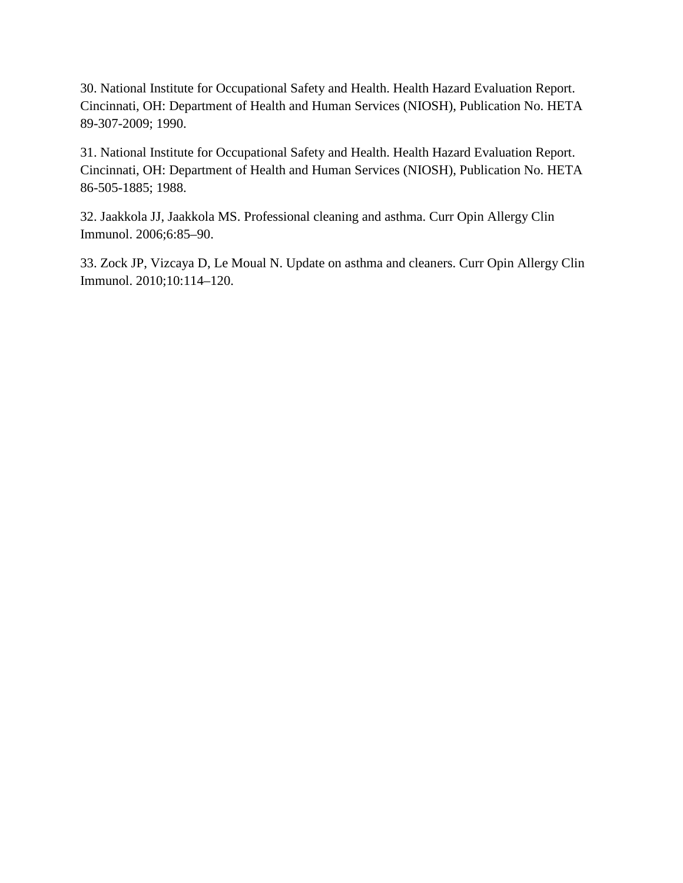30. National Institute for Occupational Safety and Health. Health Hazard Evaluation Report. Cincinnati, OH: Department of Health and Human Services (NIOSH), Publication No. HETA 89-307-2009; 1990.

31. National Institute for Occupational Safety and Health. Health Hazard Evaluation Report. Cincinnati, OH: Department of Health and Human Services (NIOSH), Publication No. HETA 86-505-1885; 1988.

32. Jaakkola JJ, Jaakkola MS. Professional cleaning and asthma. Curr Opin Allergy Clin Immunol. 2006;6:85–90.

33. Zock JP, Vizcaya D, Le Moual N. Update on asthma and cleaners. Curr Opin Allergy Clin Immunol. 2010;10:114–120.